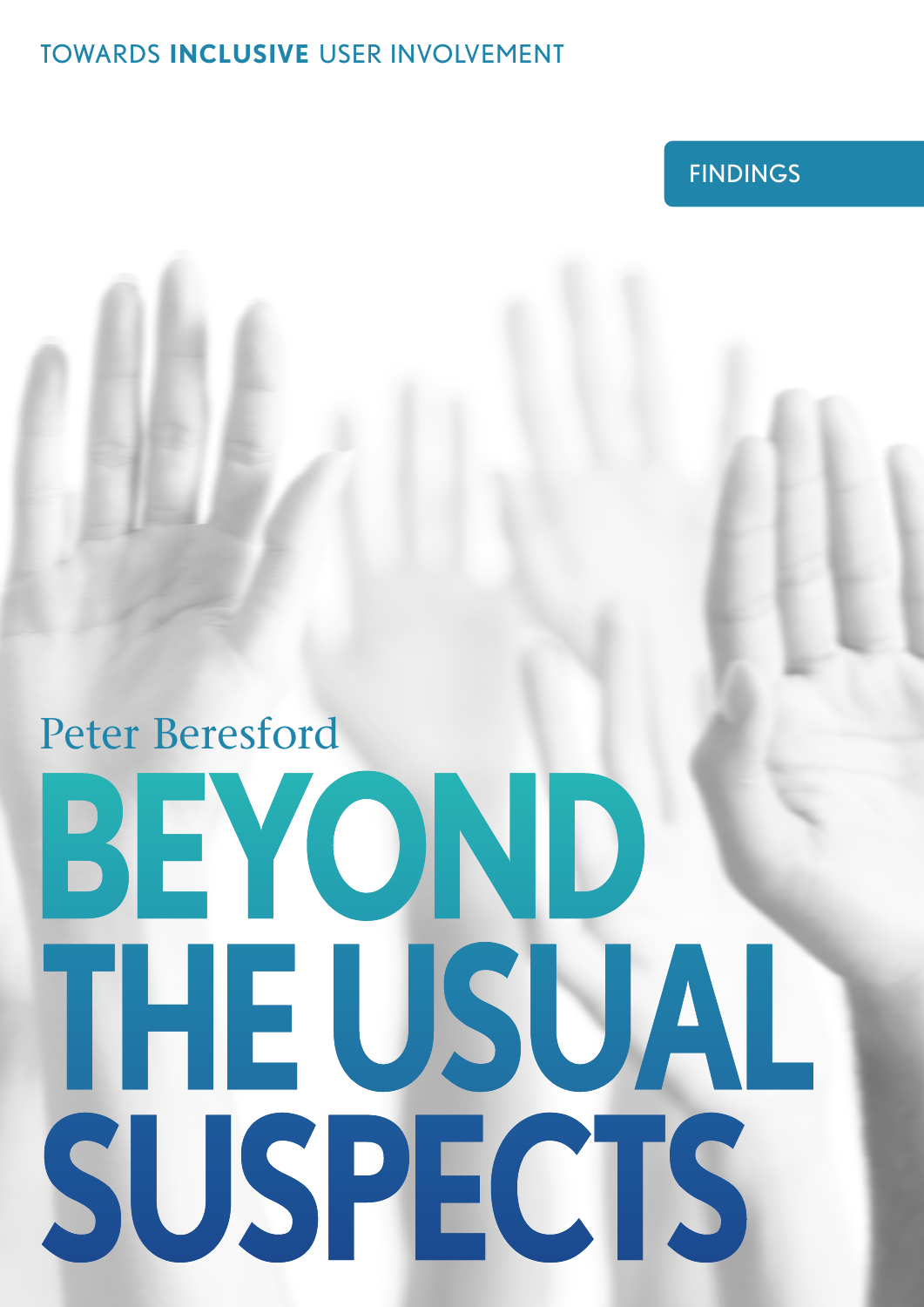TOWARDS **INCLUSIVE** USER INVOLVEMENT

FINDINGS

Peter Beresford

# BEYOND THE USUAL SUSPECTS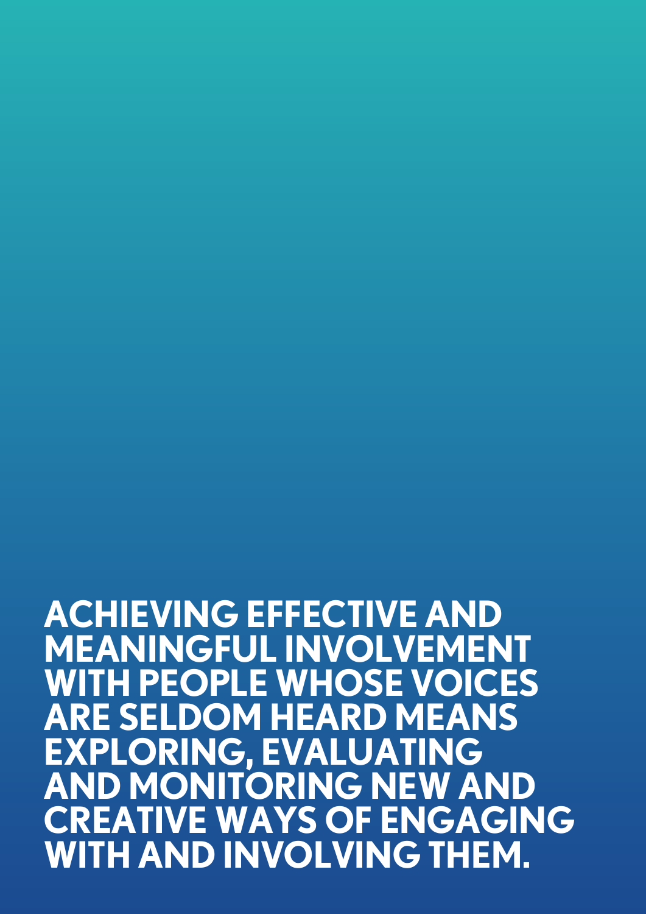**ACHIEVING EFFECTIVE AND MEANINGFUL INVOLVEMENT WITH PEOPLE WHOSE VOICES ARE SELDOM HEARD MEANS EXPLORING, EVALUATING AND MONITORING NEW AND CREATIVE WAYS OF ENGAGING WITH AND INVOLVING THEM.**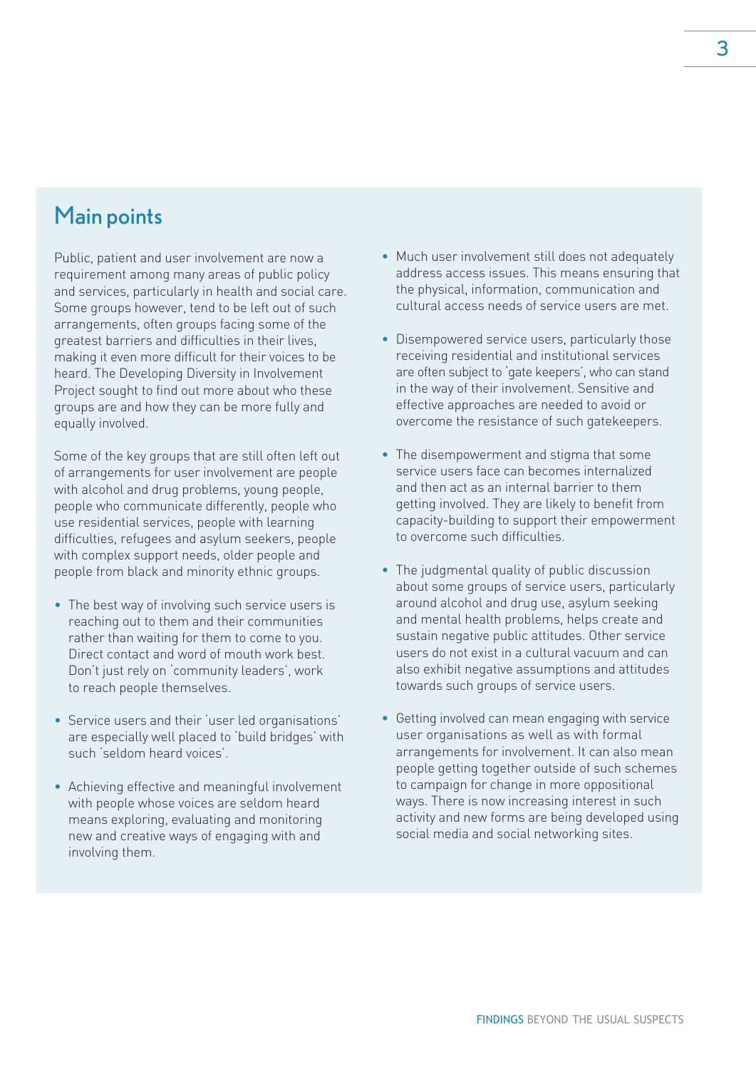## Main points

Public, patient and user involvement are now a requirement among many areas of public policy and services, particularly in health and social care. Some groups however, tend to be left out of such arrangements, often groups facing some of the greatest barriers and difficulties in their lives, making it even more difficult for their voices to be heard. The Developing Diversity in Involvement Project sought to find out more about who these groups are and how they can be more fully and equally involved.

Some of the key groups that are still often left out of arrangements for user involvement are people with alcohol and drug problems, young people, people who communicate differently, people who use residential services, people with learning difficulties, refugees and asylum seekers, people with complex support needs, older people and people from black and minority ethnic groups.

- The best way of involving such service users is reaching out to them and their communities rather than waiting for them to come to you. Direct contact and word of mouth work best. Don't just rely on 'community leaders', work to reach people themselves.
- Service users and their 'user led organisations' are especially well placed to 'build bridges' with such 'seldom heard voices'.
- Achieving effective and meaningful involvement with people whose voices are seldom heard means exploring, evaluating and monitoring new and creative ways of engaging with and involving them.
- Much user involvement still does not adequately address access issues. This means ensuring that the physical, information, communication and cultural access needs of service users are met.
- Disempowered service users, particularly those receiving residential and institutional services are often subject to 'gate keepers', who can stand in the way of their involvement. Sensitive and effective approaches are needed to avoid or overcome the resistance of such gatekeepers.
- The disempowerment and stigma that some service users face can becomes internalized and then act as an internal barrier to them getting involved. They are likely to benefit from capacity-building to support their empowerment to overcome such difficulties.
- The judgmental quality of public discussion about some groups of service users, particularly around alcohol and drug use, asylum seeking and mental health problems, helps create and sustain negative public attitudes. Other service users do not exist in a cultural vacuum and can also exhibit negative assumptions and attitudes towards such groups of service users.
- Getting involved can mean engaging with service user organisations as well as with formal arrangements for involvement. It can also mean people getting together outside of such schemes to campaign for change in more oppositional ways. There is now increasing interest in such activity and new forms are being developed using social media and social networking sites.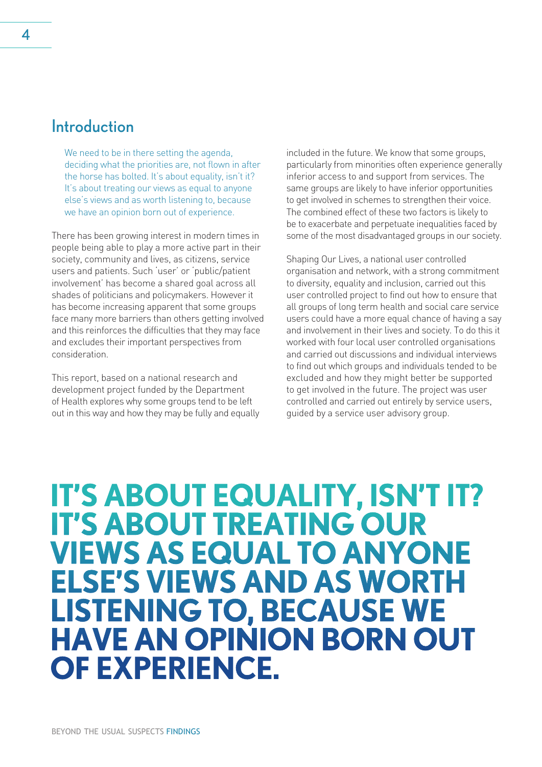## Introduction

> We need to be in there setting the agenda, deciding what the priorities are, not flown in after the horse has bolted. It's about equality, isn't it? It's about treating our views as equal to anyone else's views and as worth listening to, because we have an opinion born out of experience.

There has been growing interest in modern times in people being able to play a more active part in their society, community and lives, as citizens, service users and patients. Such 'user' or 'public/patient involvement' has become a shared goal across all shades of politicians and policymakers. However it has become increasing apparent that some groups face many more barriers than others getting involved and this reinforces the difficulties that they may face and excludes their important perspectives from consideration.

This report, based on a national research and development project funded by the Department of Health explores why some groups tend to be left out in this way and how they may be fully and equally included in the future. We know that some groups, particularly from minorities often experience generally inferior access to and support from services. The same groups are likely to have inferior opportunities to get involved in schemes to strengthen their voice. The combined effect of these two factors is likely to be to exacerbate and perpetuate inequalities faced by some of the most disadvantaged groups in our society.

Shaping Our Lives, a national user controlled organisation and network, with a strong commitment to diversity, equality and inclusion, carried out this user controlled project to find out how to ensure that all groups of long term health and social care service users could have a more equal chance of having a say and involvement in their lives and society. To do this it worked with four local user controlled organisations and carried out discussions and individual interviews to find out which groups and individuals tended to be excluded and how they might better be supported to get involved in the future. The project was user controlled and carried out entirely by service users, guided by a service user advisory group.

**IT'S ABOUT EQUALITY, ISN'T IT? IT'S ABOUT TREATING OUR VIEWS AS EQUAL TO ANYONE ELSE'S VIEWS AND AS WORTH LISTENING TO, BECAUSE WE HAVE AN OPINION BORN OUT OF EXPERIENCE.**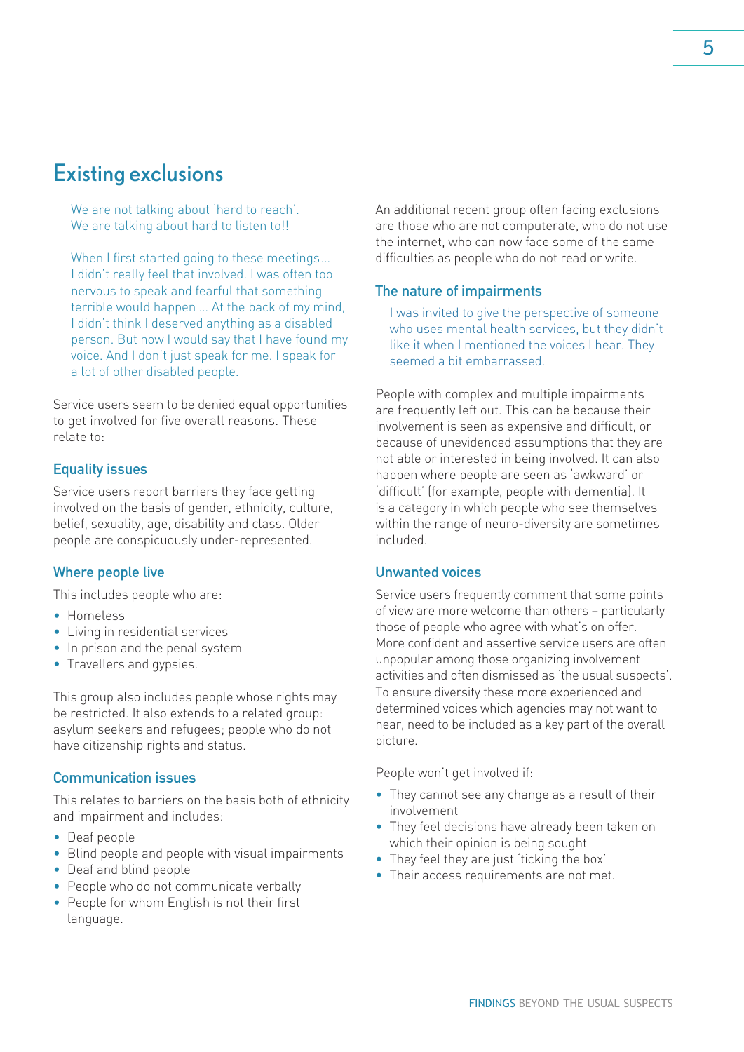# Existing exclusions

> We are not talking about 'hard to reach'. We are talking about hard to listen to!!

> When I first started going to these meetings… I didn't really feel that involved. I was often too nervous to speak and fearful that something terrible would happen … At the back of my mind, I didn't think I deserved anything as a disabled person. But now I would say that I have found my voice. And I don't just speak for me. I speak for a lot of other disabled people.

Service users seem to be denied equal opportunities to get involved for five overall reasons. These relate to:

## Equality issues

Service users report barriers they face getting involved on the basis of gender, ethnicity, culture, belief, sexuality, age, disability and class. Older people are conspicuously under-represented.

## Where people live

This includes people who are:

- Homeless
- Living in residential services
- In prison and the penal system
- Travellers and gypsies.

This group also includes people whose rights may be restricted. It also extends to a related group: asylum seekers and refugees; people who do not have citizenship rights and status.

## Communication issues

This relates to barriers on the basis both of ethnicity and impairment and includes:

- Deaf people
- Blind people and people with visual impairments
- Deaf and blind people
- People who do not communicate verbally
- People for whom English is not their first language.

An additional recent group often facing exclusions are those who are not computerate, who do not use the internet, who can now face some of the same difficulties as people who do not read or write.

## The nature of impairments

> I was invited to give the perspective of someone who uses mental health services, but they didn't like it when I mentioned the voices I hear. They seemed a bit embarrassed.

People with complex and multiple impairments are frequently left out. This can be because their involvement is seen as expensive and difficult, or because of unevidenced assumptions that they are not able or interested in being involved. It can also happen where people are seen as 'awkward' or 'difficult' (for example, people with dementia). It is a category in which people who see themselves within the range of neuro-diversity are sometimes included.

## Unwanted voices

Service users frequently comment that some points of view are more welcome than others – particularly those of people who agree with what's on offer. More confident and assertive service users are often unpopular among those organizing involvement activities and often dismissed as 'the usual suspects'. To ensure diversity these more experienced and determined voices which agencies may not want to hear, need to be included as a key part of the overall picture.

People won't get involved if:

- They cannot see any change as a result of their involvement
- They feel decisions have already been taken on which their opinion is being sought
- They feel they are just 'ticking the box'
- Their access requirements are not met.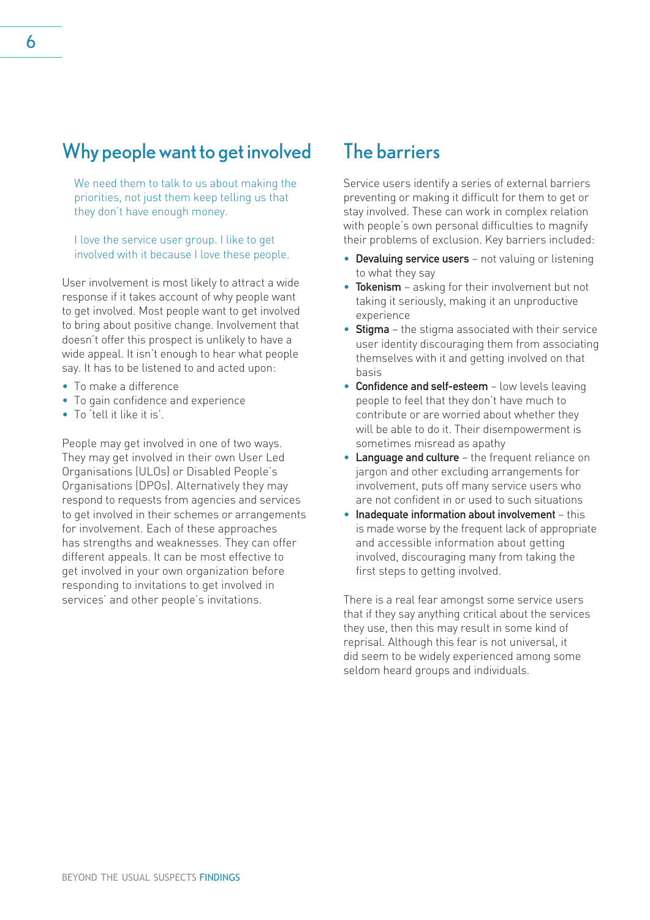## Why people want to get involved

> We need them to talk to us about making the priorities, not just them keep telling us that they don't have enough money.

> I love the service user group. I like to get involved with it because I love these people.

User involvement is most likely to attract a wide response if it takes account of why people want to get involved. Most people want to get involved to bring about positive change. Involvement that doesn't offer this prospect is unlikely to have a wide appeal. It isn't enough to hear what people say. It has to be listened to and acted upon:

- To make a difference
- To gain confidence and experience
- To 'tell it like it is'.

People may get involved in one of two ways. They may get involved in their own User Led Organisations (ULOs) or Disabled People's Organisations (DPOs). Alternatively they may respond to requests from agencies and services to get involved in their schemes or arrangements for involvement. Each of these approaches has strengths and weaknesses. They can offer different appeals. It can be most effective to get involved in your own organization before responding to invitations to get involved in services' and other people's invitations.

## The barriers

Service users identify a series of external barriers preventing or making it difficult for them to get or stay involved. These can work in complex relation with people's own personal difficulties to magnify their problems of exclusion. Key barriers included:

- **Devaluing service users** – not valuing or listening to what they say
- **Tokenism** – asking for their involvement but not taking it seriously, making it an unproductive experience
- **Stigma** – the stigma associated with their service user identity discouraging them from associating themselves with it and getting involved on that basis
- **Confidence and self-esteem** – low levels leaving people to feel that they don't have much to contribute or are worried about whether they will be able to do it. Their disempowerment is sometimes misread as apathy
- **Language and culture** – the frequent reliance on jargon and other excluding arrangements for involvement, puts off many service users who are not confident in or used to such situations
- **Inadequate information about involvement** – this is made worse by the frequent lack of appropriate and accessible information about getting involved, discouraging many from taking the first steps to getting involved.

There is a real fear amongst some service users that if they say anything critical about the services they use, then this may result in some kind of reprisal. Although this fear is not universal, it did seem to be widely experienced among some seldom heard groups and individuals.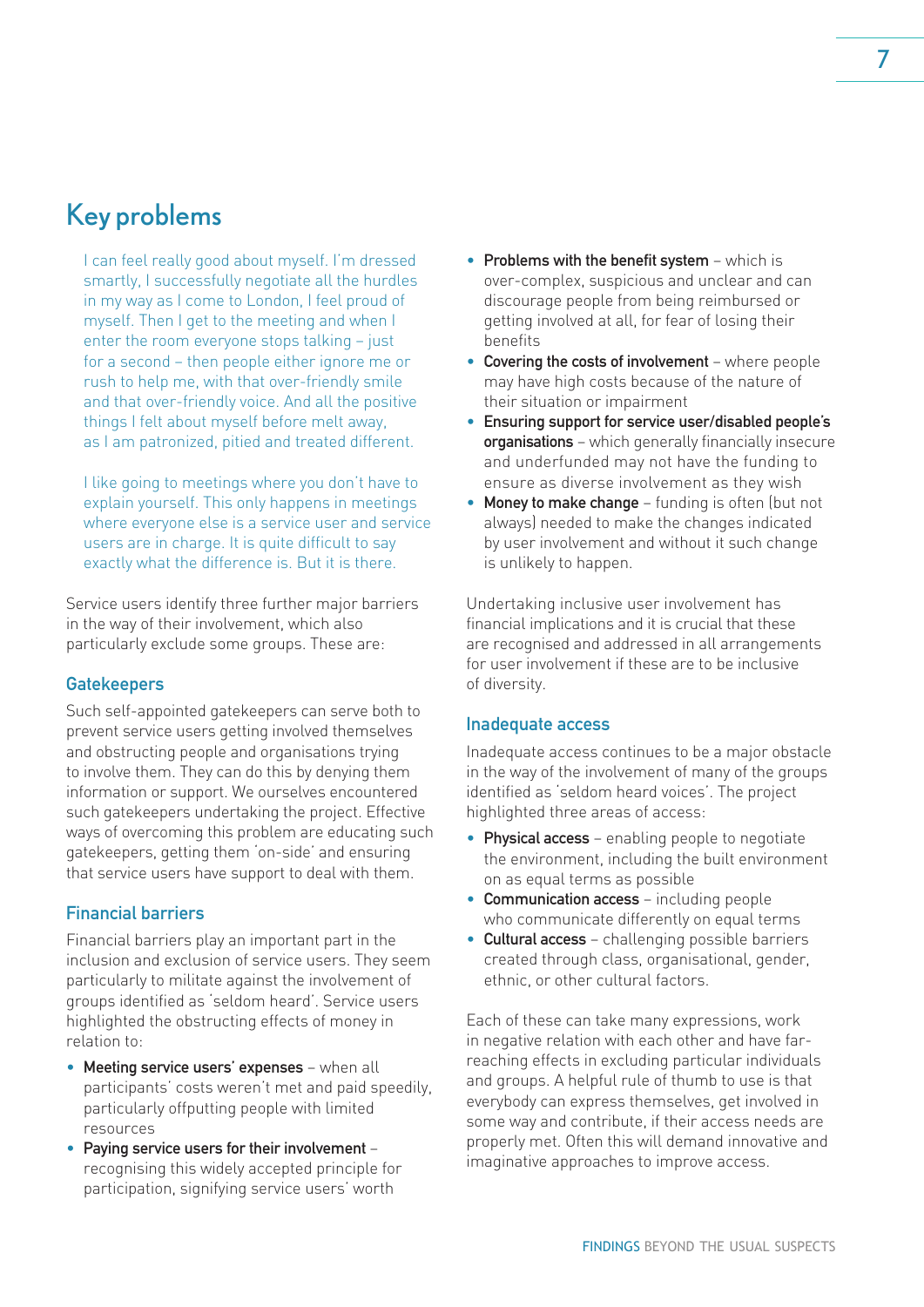# Key problems

> I can feel really good about myself. I'm dressed smartly, I successfully negotiate all the hurdles in my way as I come to London, I feel proud of myself. Then I get to the meeting and when I enter the room everyone stops talking – just for a second – then people either ignore me or rush to help me, with that over-friendly smile and that over-friendly voice. And all the positive things I felt about myself before melt away, as I am patronized, pitied and treated different.

> I like going to meetings where you don't have to explain yourself. This only happens in meetings where everyone else is a service user and service users are in charge. It is quite difficult to say exactly what the difference is. But it is there.

Service users identify three further major barriers in the way of their involvement, which also particularly exclude some groups. These are:

## Gatekeepers

Such self-appointed gatekeepers can serve both to prevent service users getting involved themselves and obstructing people and organisations trying to involve them. They can do this by denying them information or support. We ourselves encountered such gatekeepers undertaking the project. Effective ways of overcoming this problem are educating such gatekeepers, getting them 'on-side' and ensuring that service users have support to deal with them.

## Financial barriers

Financial barriers play an important part in the inclusion and exclusion of service users. They seem particularly to militate against the involvement of groups identified as 'seldom heard'. Service users highlighted the obstructing effects of money in relation to:

- **Meeting service users' expenses** – when all participants' costs weren't met and paid speedily, particularly offputting people with limited resources
- **Paying service users for their involvement** – recognising this widely accepted principle for participation, signifying service users' worth
- **Problems with the benefit system** – which is over-complex, suspicious and unclear and can discourage people from being reimbursed or getting involved at all, for fear of losing their benefits
- **Covering the costs of involvement** – where people may have high costs because of the nature of their situation or impairment
- **Ensuring support for service user/disabled people's organisations** – which generally financially insecure and underfunded may not have the funding to ensure as diverse involvement as they wish
- **Money to make change** – funding is often (but not always) needed to make the changes indicated by user involvement and without it such change is unlikely to happen.

Undertaking inclusive user involvement has financial implications and it is crucial that these are recognised and addressed in all arrangements for user involvement if these are to be inclusive of diversity.

## Inadequate access

Inadequate access continues to be a major obstacle in the way of the involvement of many of the groups identified as 'seldom heard voices'. The project highlighted three areas of access:

- **Physical access** – enabling people to negotiate the environment, including the built environment on as equal terms as possible
- **Communication access** – including people who communicate differently on equal terms
- **Cultural access** – challenging possible barriers created through class, organisational, gender, ethnic, or other cultural factors.

Each of these can take many expressions, work in negative relation with each other and have far-reaching effects in excluding particular individuals and groups. A helpful rule of thumb to use is that everybody can express themselves, get involved in some way and contribute, if their access needs are properly met. Often this will demand innovative and imaginative approaches to improve access.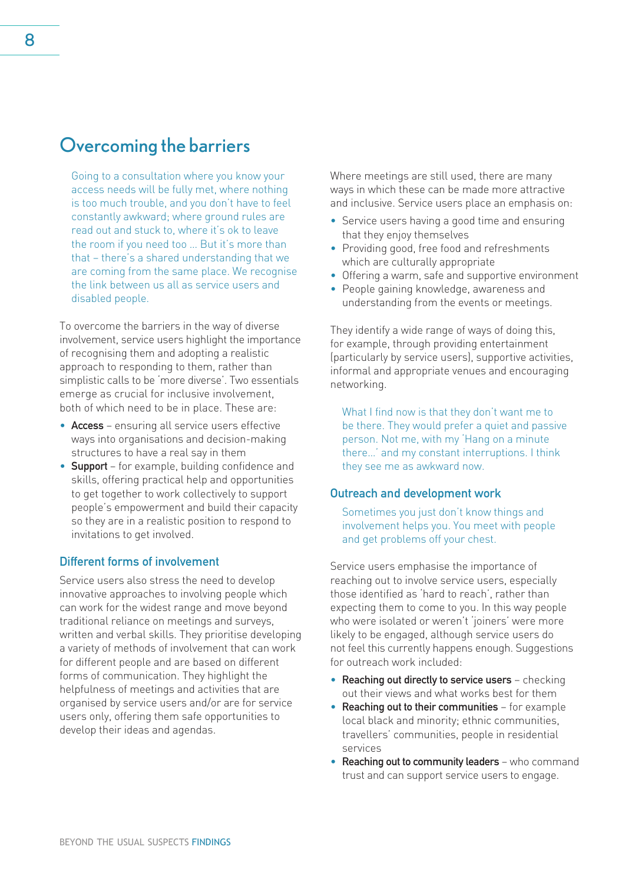# Overcoming the barriers

> Going to a consultation where you know your access needs will be fully met, where nothing is too much trouble, and you don't have to feel constantly awkward; where ground rules are read out and stuck to, where it's ok to leave the room if you need too … But it's more than that – there's a shared understanding that we are coming from the same place. We recognise the link between us all as service users and disabled people.

To overcome the barriers in the way of diverse involvement, service users highlight the importance of recognising them and adopting a realistic approach to responding to them, rather than simplistic calls to be 'more diverse'. Two essentials emerge as crucial for inclusive involvement, both of which need to be in place. These are:

- **Access** – ensuring all service users effective ways into organisations and decision-making structures to have a real say in them
- **Support** – for example, building confidence and skills, offering practical help and opportunities to get together to work collectively to support people's empowerment and build their capacity so they are in a realistic position to respond to invitations to get involved.

## Different forms of involvement

Service users also stress the need to develop innovative approaches to involving people which can work for the widest range and move beyond traditional reliance on meetings and surveys, written and verbal skills. They prioritise developing a variety of methods of involvement that can work for different people and are based on different forms of communication. They highlight the helpfulness of meetings and activities that are organised by service users and/or are for service users only, offering them safe opportunities to develop their ideas and agendas.

Where meetings are still used, there are many ways in which these can be made more attractive and inclusive. Service users place an emphasis on:

- Service users having a good time and ensuring that they enjoy themselves
- Providing good, free food and refreshments which are culturally appropriate
- Offering a warm, safe and supportive environment
- People gaining knowledge, awareness and understanding from the events or meetings.

They identify a wide range of ways of doing this, for example, through providing entertainment (particularly by service users), supportive activities, informal and appropriate venues and encouraging networking.

> What I find now is that they don't want me to be there. They would prefer a quiet and passive person. Not me, with my 'Hang on a minute there…' and my constant interruptions. I think they see me as awkward now.

## Outreach and development work

> Sometimes you just don't know things and involvement helps you. You meet with people and get problems off your chest.

Service users emphasise the importance of reaching out to involve service users, especially those identified as 'hard to reach', rather than expecting them to come to you. In this way people who were isolated or weren't 'joiners' were more likely to be engaged, although service users do not feel this currently happens enough. Suggestions for outreach work included:

- **Reaching out directly to service users** – checking out their views and what works best for them
- **Reaching out to their communities** – for example local black and minority; ethnic communities, travellers' communities, people in residential services
- **Reaching out to community leaders** – who command trust and can support service users to engage.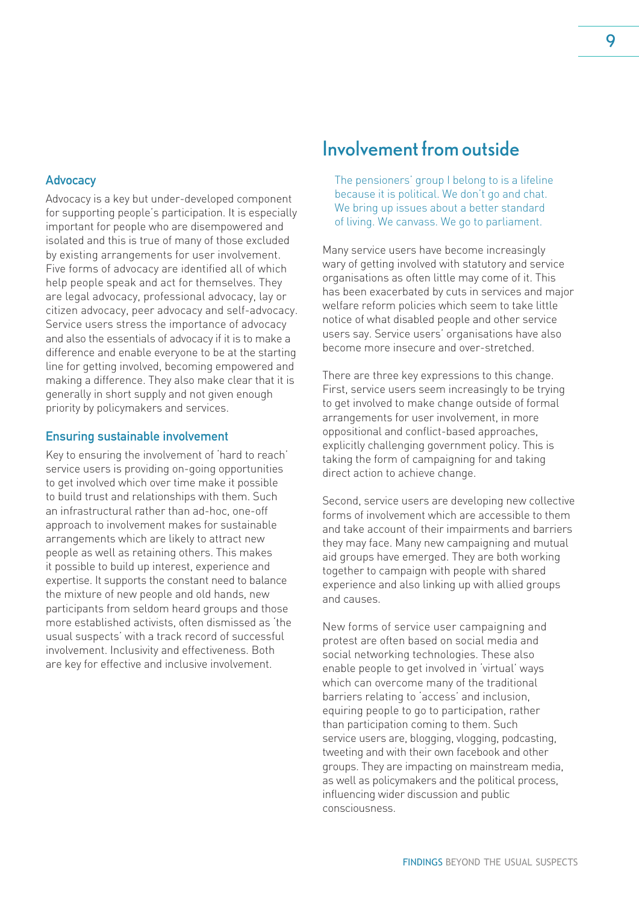### Advocacy

Advocacy is a key but under-developed component for supporting people's participation. It is especially important for people who are disempowered and isolated and this is true of many of those excluded by existing arrangements for user involvement. Five forms of advocacy are identified all of which help people speak and act for themselves. They are legal advocacy, professional advocacy, lay or citizen advocacy, peer advocacy and self-advocacy. Service users stress the importance of advocacy and also the essentials of advocacy if it is to make a difference and enable everyone to be at the starting line for getting involved, becoming empowered and making a difference. They also make clear that it is generally in short supply and not given enough priority by policymakers and services.

### Ensuring sustainable involvement

Key to ensuring the involvement of 'hard to reach' service users is providing on-going opportunities to get involved which over time make it possible to build trust and relationships with them. Such an infrastructural rather than ad-hoc, one-off approach to involvement makes for sustainable arrangements which are likely to attract new people as well as retaining others. This makes it possible to build up interest, experience and expertise. It supports the constant need to balance the mixture of new people and old hands, new participants from seldom heard groups and those more established activists, often dismissed as 'the usual suspects' with a track record of successful involvement. Inclusivity and effectiveness. Both are key for effective and inclusive involvement.

## Involvement from outside

> The pensioners' group I belong to is a lifeline because it is political. We don't go and chat. We bring up issues about a better standard of living. We canvass. We go to parliament.

Many service users have become increasingly wary of getting involved with statutory and service organisations as often little may come of it. This has been exacerbated by cuts in services and major welfare reform policies which seem to take little notice of what disabled people and other service users say. Service users' organisations have also become more insecure and over-stretched.

There are three key expressions to this change. First, service users seem increasingly to be trying to get involved to make change outside of formal arrangements for user involvement, in more oppositional and conflict-based approaches, explicitly challenging government policy. This is taking the form of campaigning for and taking direct action to achieve change.

Second, service users are developing new collective forms of involvement which are accessible to them and take account of their impairments and barriers they may face. Many new campaigning and mutual aid groups have emerged. They are both working together to campaign with people with shared experience and also linking up with allied groups and causes.

New forms of service user campaigning and protest are often based on social media and social networking technologies. These also enable people to get involved in 'virtual' ways which can overcome many of the traditional barriers relating to 'access' and inclusion, equiring people to go to participation, rather than participation coming to them. Such service users are, blogging, vlogging, podcasting, tweeting and with their own facebook and other groups. They are impacting on mainstream media, as well as policymakers and the political process, influencing wider discussion and public consciousness.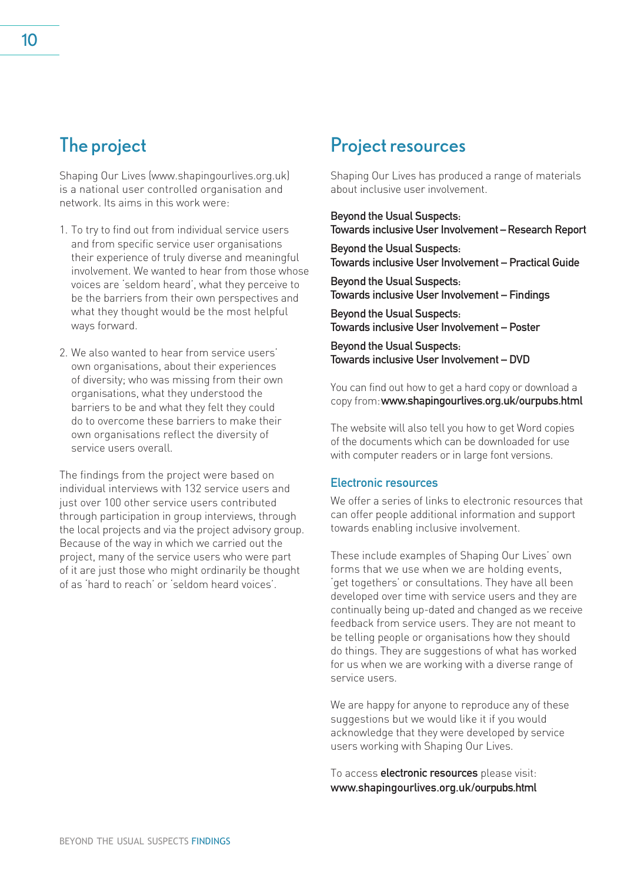## The project

Shaping Our Lives (www.shapingourlives.org.uk) is a national user controlled organisation and network. Its aims in this work were:

1. To try to find out from individual service users and from specific service user organisations their experience of truly diverse and meaningful involvement. We wanted to hear from those whose voices are 'seldom heard', what they perceive to be the barriers from their own perspectives and what they thought would be the most helpful ways forward.

2. We also wanted to hear from service users' own organisations, about their experiences of diversity; who was missing from their own organisations, what they understood the barriers to be and what they felt they could do to overcome these barriers to make their own organisations reflect the diversity of service users overall.

The findings from the project were based on individual interviews with 132 service users and just over 100 other service users contributed through participation in group interviews, through the local projects and via the project advisory group. Because of the way in which we carried out the project, many of the service users who were part of it are just those who might ordinarily be thought of as 'hard to reach' or 'seldom heard voices'.

## Project resources

Shaping Our Lives has produced a range of materials about inclusive user involvement.

**Beyond the Usual Suspects: Towards inclusive User Involvement – Research Report**

**Beyond the Usual Suspects: Towards inclusive User Involvement – Practical Guide**

**Beyond the Usual Suspects: Towards inclusive User Involvement – Findings**

**Beyond the Usual Suspects: Towards inclusive User Involvement – Poster**

**Beyond the Usual Suspects: Towards inclusive User Involvement – DVD**

You can find out how to get a hard copy or download a copy from: **www.shapingourlives.org.uk/ourpubs.html**

The website will also tell you how to get Word copies of the documents which can be downloaded for use with computer readers or in large font versions.

### Electronic resources

We offer a series of links to electronic resources that can offer people additional information and support towards enabling inclusive involvement.

These include examples of Shaping Our Lives' own forms that we use when we are holding events, 'get togethers' or consultations. They have all been developed over time with service users and they are continually being up-dated and changed as we receive feedback from service users. They are not meant to be telling people or organisations how they should do things. They are suggestions of what has worked for us when we are working with a diverse range of service users.

We are happy for anyone to reproduce any of these suggestions but we would like it if you would acknowledge that they were developed by service users working with Shaping Our Lives.

To access **electronic resources** please visit: **www.shapingourlives.org.uk/ourpubs.html**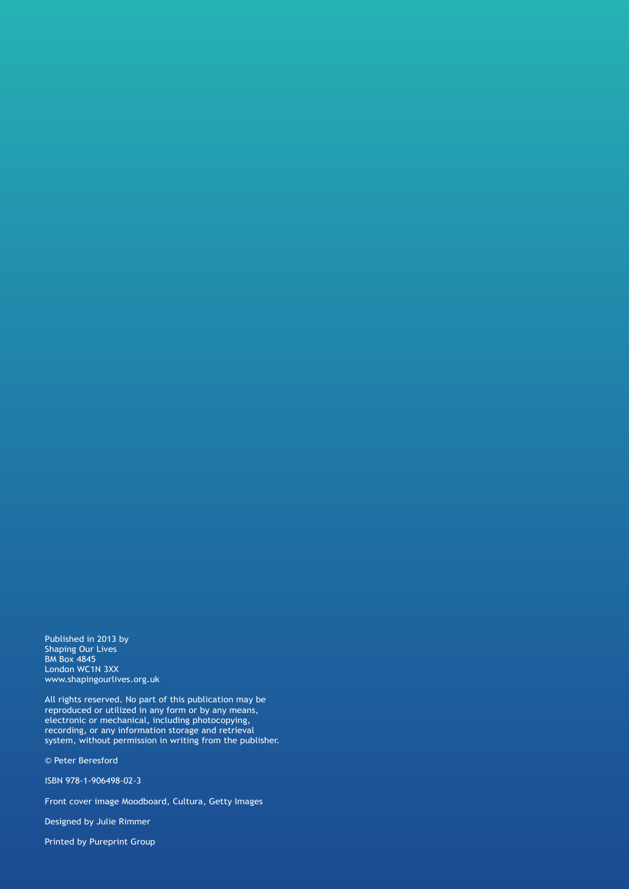Published in 2013 by
Shaping Our Lives
BM Box 4845
London WC1N 3XX
www.shapingourlives.org.uk

All rights reserved. No part of this publication may be reproduced or utilized in any form or by any means, electronic or mechanical, including photocopying, recording, or any information storage and retrieval system, without permission in writing from the publisher.

© Peter Beresford

ISBN 978-1-906498-02-3

Front cover image Moodboard, Cultura, Getty Images

Designed by Julie Rimmer

Printed by Pureprint Group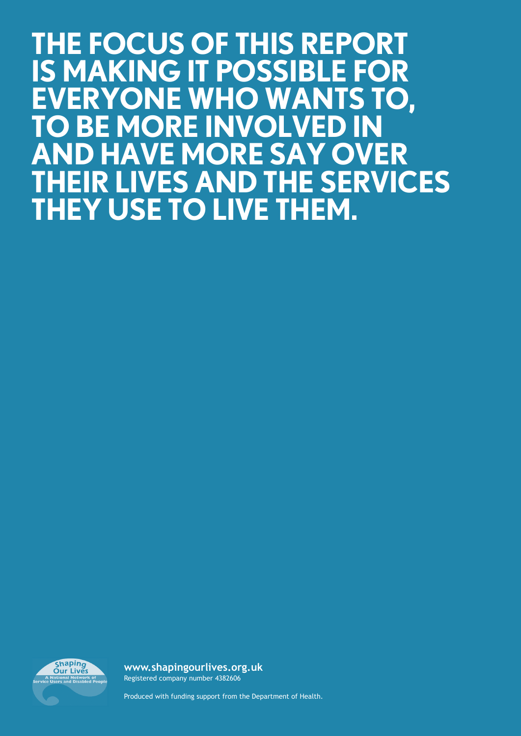# THE FOCUS OF THIS REPORT IS MAKING IT POSSIBLE FOR EVERYONE WHO WANTS TO, TO BE MORE INVOLVED IN AND HAVE MORE SAY OVER THEIR LIVES AND THE SERVICES THEY USE TO LIVE THEM.

Shaping Our Lives
A National Network of Service Users and Disabled People

**www.shapingourlives.org.uk**
Registered company number 4382606

Produced with funding support from the Department of Health.